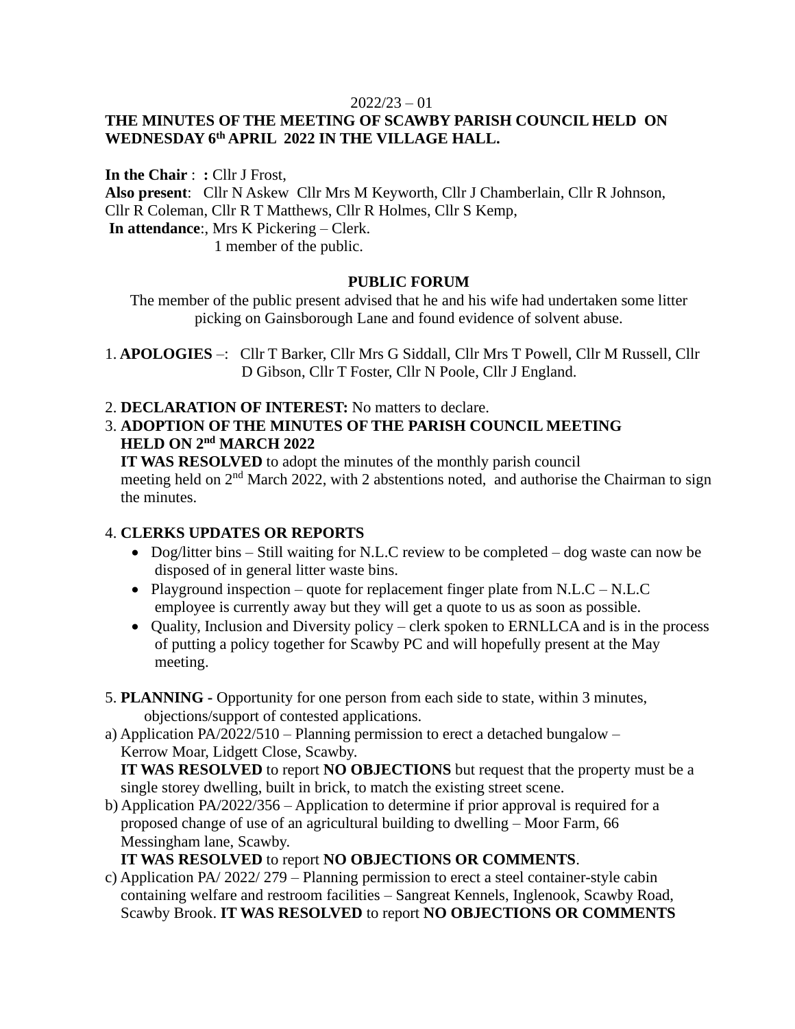2022/23 – 01

**THE MINUTES OF THE MEETING OF SCAWBY PARISH COUNCIL HELD ON WEDNESDAY 6th APRIL 2022 IN THE VILLAGE HALL.**

**In the Chair** : **:** Cllr J Frost,
**Also present**: Cllr N Askew Cllr Mrs M Keyworth, Cllr J Chamberlain, Cllr R Johnson, Cllr R Coleman, Cllr R T Matthews, Cllr R Holmes, Cllr S Kemp,
**In attendance**:, Mrs K Pickering – Clerk.
1 member of the public.

**PUBLIC FORUM**

The member of the public present advised that he and his wife had undertaken some litter picking on Gainsborough Lane and found evidence of solvent abuse.

1. **APOLOGIES** –: Cllr T Barker, Cllr Mrs G Siddall, Cllr Mrs T Powell, Cllr M Russell, Cllr D Gibson, Cllr T Foster, Cllr N Poole, Cllr J England.

2. **DECLARATION OF INTEREST:** No matters to declare.

3. **ADOPTION OF THE MINUTES OF THE PARISH COUNCIL MEETING HELD ON 2nd MARCH 2022**
   **IT WAS RESOLVED** to adopt the minutes of the monthly parish council meeting held on 2nd March 2022, with 2 abstentions noted, and authorise the Chairman to sign the minutes.

4. **CLERKS UPDATES OR REPORTS**
   - Dog/litter bins – Still waiting for N.L.C review to be completed – dog waste can now be disposed of in general litter waste bins.
   - Playground inspection – quote for replacement finger plate from N.L.C – N.L.C employee is currently away but they will get a quote to us as soon as possible.
   - Quality, Inclusion and Diversity policy – clerk spoken to ERNLLCA and is in the process of putting a policy together for Scawby PC and will hopefully present at the May meeting.

5. **PLANNING -** Opportunity for one person from each side to state, within 3 minutes, objections/support of contested applications.

a) Application PA/2022/510 – Planning permission to erect a detached bungalow – Kerrow Moar, Lidgett Close, Scawby.
   **IT WAS RESOLVED** to report **NO OBJECTIONS** but request that the property must be a single storey dwelling, built in brick, to match the existing street scene.

b) Application PA/2022/356 – Application to determine if prior approval is required for a proposed change of use of an agricultural building to dwelling – Moor Farm, 66 Messingham lane, Scawby.
   **IT WAS RESOLVED** to report **NO OBJECTIONS OR COMMENTS**.

c) Application PA/ 2022/ 279 – Planning permission to erect a steel container-style cabin containing welfare and restroom facilities – Sangreat Kennels, Inglenook, Scawby Road, Scawby Brook. **IT WAS RESOLVED** to report **NO OBJECTIONS OR COMMENTS**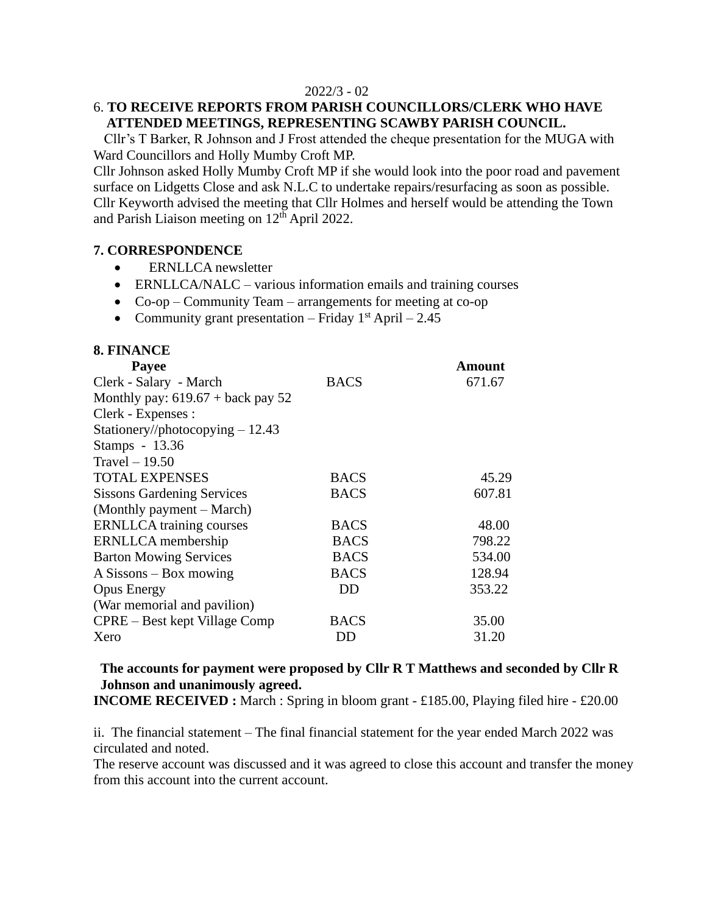2022/3 - 02

6. **TO RECEIVE REPORTS FROM PARISH COUNCILLORS/CLERK WHO HAVE ATTENDED MEETINGS, REPRESENTING SCAWBY PARISH COUNCIL.**

Cllr's T Barker, R Johnson and J Frost attended the cheque presentation for the MUGA with Ward Councillors and Holly Mumby Croft MP.

Cllr Johnson asked Holly Mumby Croft MP if she would look into the poor road and pavement surface on Lidgetts Close and ask N.L.C to undertake repairs/resurfacing as soon as possible.

Cllr Keyworth advised the meeting that Cllr Holmes and herself would be attending the Town and Parish Liaison meeting on 12th April 2022.

**7. CORRESPONDENCE**

- ERNLLCA newsletter
- ERNLLCA/NALC – various information emails and training courses
- Co-op – Community Team – arrangements for meeting at co-op
- Community grant presentation – Friday 1st April – 2.45

**8. FINANCE**

| **Payee** | | **Amount** |
|---|---|---|
| Clerk - Salary - March | BACS | 671.67 |
| Monthly pay: 619.67 + back pay 52 | | |
| Clerk - Expenses : | | |
| Stationery//photocopying – 12.43 | | |
| Stamps - 13.36 | | |
| Travel – 19.50 | | |
| TOTAL EXPENSES | BACS | 45.29 |
| Sissons Gardening Services | BACS | 607.81 |
| (Monthly payment – March) | | |
| ERNLLCA training courses | BACS | 48.00 |
| ERNLLCA membership | BACS | 798.22 |
| Barton Mowing Services | BACS | 534.00 |
| A Sissons – Box mowing | BACS | 128.94 |
| Opus Energy | DD | 353.22 |
| (War memorial and pavilion) | | |
| CPRE – Best kept Village Comp | BACS | 35.00 |
| Xero | DD | 31.20 |

**The accounts for payment were proposed by Cllr R T Matthews and seconded by Cllr R Johnson and unanimously agreed.**

**INCOME RECEIVED :** March : Spring in bloom grant - £185.00, Playing filed hire - £20.00

ii. The financial statement – The final financial statement for the year ended March 2022 was circulated and noted.

The reserve account was discussed and it was agreed to close this account and transfer the money from this account into the current account.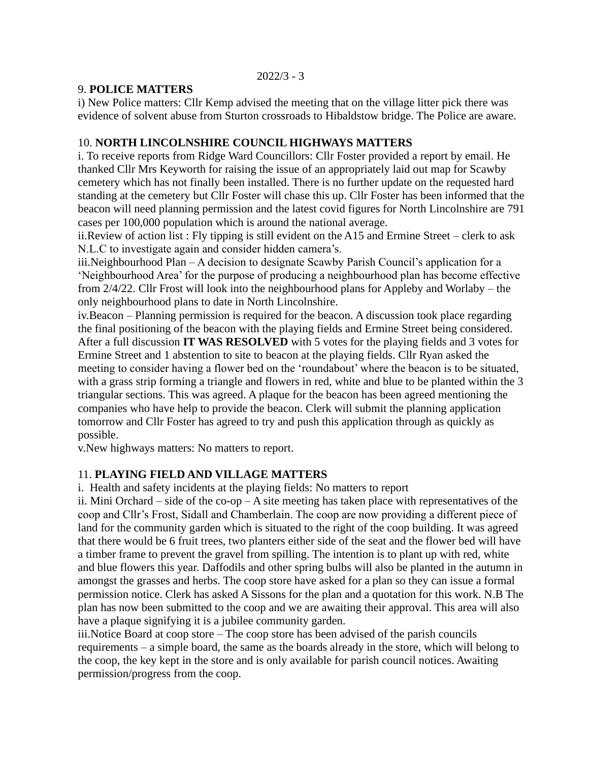9. **POLICE MATTERS**

i) New Police matters: Cllr Kemp advised the meeting that on the village litter pick there was evidence of solvent abuse from Sturton crossroads to Hibaldstow bridge. The Police are aware.

10. **NORTH LINCOLNSHIRE COUNCIL HIGHWAYS MATTERS**

i. To receive reports from Ridge Ward Councillors: Cllr Foster provided a report by email. He thanked Cllr Mrs Keyworth for raising the issue of an appropriately laid out map for Scawby cemetery which has not finally been installed. There is no further update on the requested hard standing at the cemetery but Cllr Foster will chase this up. Cllr Foster has been informed that the beacon will need planning permission and the latest covid figures for North Lincolnshire are 791 cases per 100,000 population which is around the national average.

ii.Review of action list : Fly tipping is still evident on the A15 and Ermine Street – clerk to ask N.L.C to investigate again and consider hidden camera's.

iii.Neighbourhood Plan – A decision to designate Scawby Parish Council's application for a 'Neighbourhood Area' for the purpose of producing a neighbourhood plan has become effective from 2/4/22. Cllr Frost will look into the neighbourhood plans for Appleby and Worlaby – the only neighbourhood plans to date in North Lincolnshire.

iv.Beacon – Planning permission is required for the beacon. A discussion took place regarding the final positioning of the beacon with the playing fields and Ermine Street being considered. After a full discussion **IT WAS RESOLVED** with 5 votes for the playing fields and 3 votes for Ermine Street and 1 abstention to site to beacon at the playing fields. Cllr Ryan asked the meeting to consider having a flower bed on the 'roundabout' where the beacon is to be situated, with a grass strip forming a triangle and flowers in red, white and blue to be planted within the 3 triangular sections. This was agreed. A plaque for the beacon has been agreed mentioning the companies who have help to provide the beacon. Clerk will submit the planning application tomorrow and Cllr Foster has agreed to try and push this application through as quickly as possible.

v.New highways matters: No matters to report.

11. **PLAYING FIELD AND VILLAGE MATTERS**

i. Health and safety incidents at the playing fields: No matters to report

ii. Mini Orchard – side of the co-op – A site meeting has taken place with representatives of the coop and Cllr's Frost, Sidall and Chamberlain. The coop are now providing a different piece of land for the community garden which is situated to the right of the coop building. It was agreed that there would be 6 fruit trees, two planters either side of the seat and the flower bed will have a timber frame to prevent the gravel from spilling. The intention is to plant up with red, white and blue flowers this year. Daffodils and other spring bulbs will also be planted in the autumn in amongst the grasses and herbs. The coop store have asked for a plan so they can issue a formal permission notice. Clerk has asked A Sissons for the plan and a quotation for this work. N.B The plan has now been submitted to the coop and we are awaiting their approval. This area will also have a plaque signifying it is a jubilee community garden.

iii.Notice Board at coop store – The coop store has been advised of the parish councils requirements – a simple board, the same as the boards already in the store, which will belong to the coop, the key kept in the store and is only available for parish council notices. Awaiting permission/progress from the coop.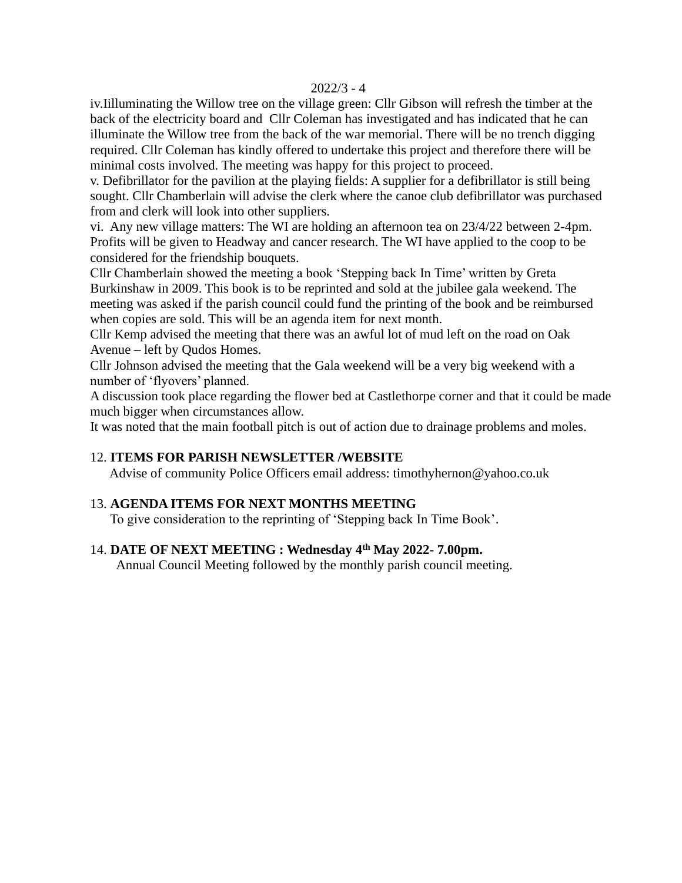iv.Iilluminating the Willow tree on the village green: Cllr Gibson will refresh the timber at the back of the electricity board and Cllr Coleman has investigated and has indicated that he can illuminate the Willow tree from the back of the war memorial. There will be no trench digging required. Cllr Coleman has kindly offered to undertake this project and therefore there will be minimal costs involved. The meeting was happy for this project to proceed.

v. Defibrillator for the pavilion at the playing fields: A supplier for a defibrillator is still being sought. Cllr Chamberlain will advise the clerk where the canoe club defibrillator was purchased from and clerk will look into other suppliers.

vi. Any new village matters: The WI are holding an afternoon tea on 23/4/22 between 2-4pm. Profits will be given to Headway and cancer research. The WI have applied to the coop to be considered for the friendship bouquets.

Cllr Chamberlain showed the meeting a book 'Stepping back In Time' written by Greta Burkinshaw in 2009. This book is to be reprinted and sold at the jubilee gala weekend. The meeting was asked if the parish council could fund the printing of the book and be reimbursed when copies are sold. This will be an agenda item for next month.

Cllr Kemp advised the meeting that there was an awful lot of mud left on the road on Oak Avenue – left by Qudos Homes.

Cllr Johnson advised the meeting that the Gala weekend will be a very big weekend with a number of 'flyovers' planned.

A discussion took place regarding the flower bed at Castlethorpe corner and that it could be made much bigger when circumstances allow.

It was noted that the main football pitch is out of action due to drainage problems and moles.

12. **ITEMS FOR PARISH NEWSLETTER /WEBSITE**

Advise of community Police Officers email address: timothyhernon@yahoo.co.uk

13. **AGENDA ITEMS FOR NEXT MONTHS MEETING**

To give consideration to the reprinting of 'Stepping back In Time Book'.

14. **DATE OF NEXT MEETING : Wednesday 4th May 2022- 7.00pm.**

Annual Council Meeting followed by the monthly parish council meeting.